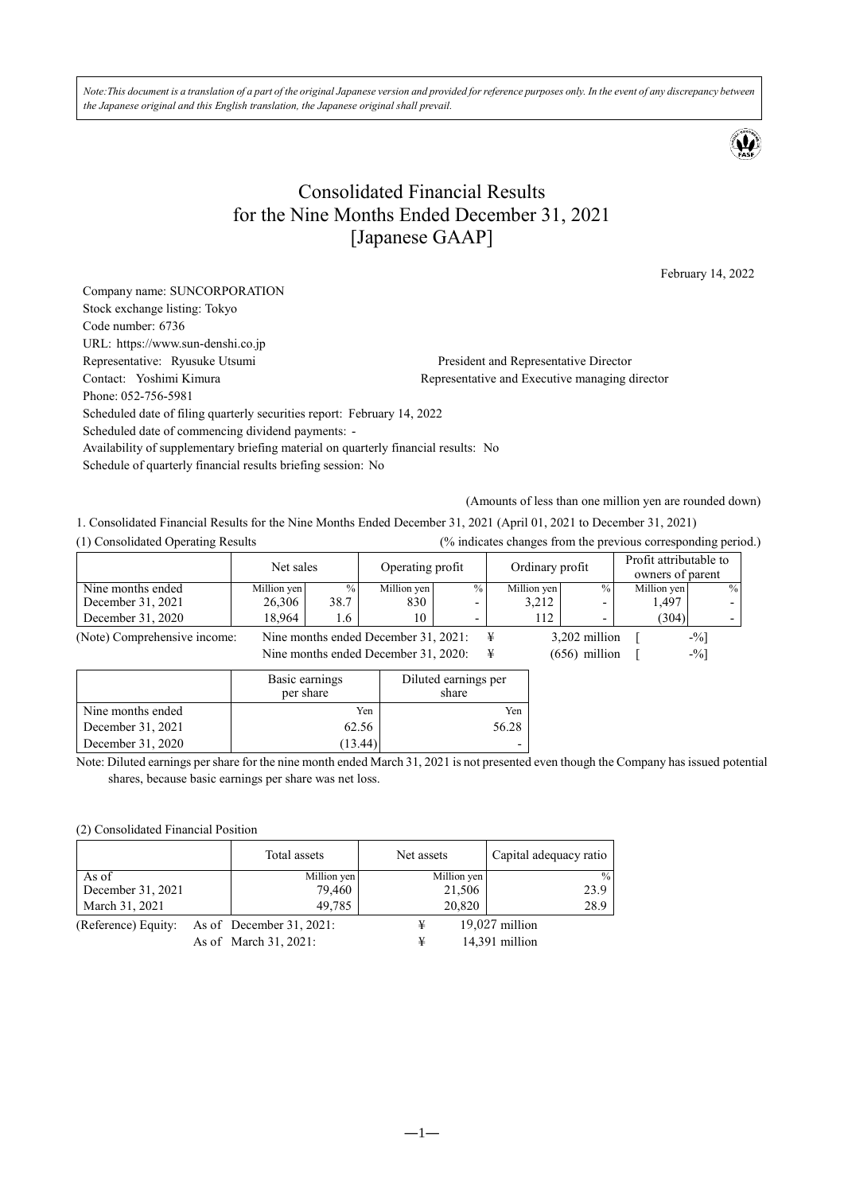*Note:This document is a translation of a part of the original Japanese version and provided for reference purposes only. In the event of any discrepancy between the Japanese original and this English translation, the Japanese original shall prevail.*

# Consolidated Financial Results for the Nine Months Ended December 31, 2021 [Japanese GAAP]

February 14, 2022

Company name: SUNCORPORATION
Stock exchange listing: Tokyo
Code number: 6736
URL: https://www.sun-denshi.co.jp
Representative: Ryusuke Utsumi President and Representative Director
Contact: Yoshimi Kimura Representative and Executive managing director
Phone: 052-756-5981
Scheduled date of filing quarterly securities report: February 14, 2022
Scheduled date of commencing dividend payments: -
Availability of supplementary briefing material on quarterly financial results: No
Schedule of quarterly financial results briefing session: No

(Amounts of less than one million yen are rounded down)

1. Consolidated Financial Results for the Nine Months Ended December 31, 2021 (April 01, 2021 to December 31, 2021)

(1) Consolidated Operating Results (% indicates changes from the previous corresponding period.)

| | Net sales | | Operating profit | | Ordinary profit | | Profit attributable to owners of parent | |
|---|---|---|---|---|---|---|---|---|
| Nine months ended | Million yen | % | Million yen | % | Million yen | % | Million yen | % |
| December 31, 2021 | 26,306 | 38.7 | 830 | - | 3,212 | - | 1,497 | - |
| December 31, 2020 | 18,964 | 1.6 | 10 | - | 112 | - | (304) | - |

(Note) Comprehensive income: Nine months ended December 31, 2021: ¥ 3,202 million [ -%]
Nine months ended December 31, 2020: ¥ (656) million [ -%]

| | Basic earnings per share | Diluted earnings per share |
|---|---|---|
| Nine months ended | Yen | Yen |
| December 31, 2021 | 62.56 | 56.28 |
| December 31, 2020 | (13.44) | - |

Note: Diluted earnings per share for the nine month ended March 31, 2021 is not presented even though the Company has issued potential shares, because basic earnings per share was net loss.

(2) Consolidated Financial Position

| | Total assets | Net assets | Capital adequacy ratio |
|---|---|---|---|
| As of | Million yen | Million yen | % |
| December 31, 2021 | 79,460 | 21,506 | 23.9 |
| March 31, 2021 | 49,785 | 20,820 | 28.9 |

(Reference) Equity: As of December 31, 2021: ¥ 19,027 million
As of March 31, 2021: ¥ 14,391 million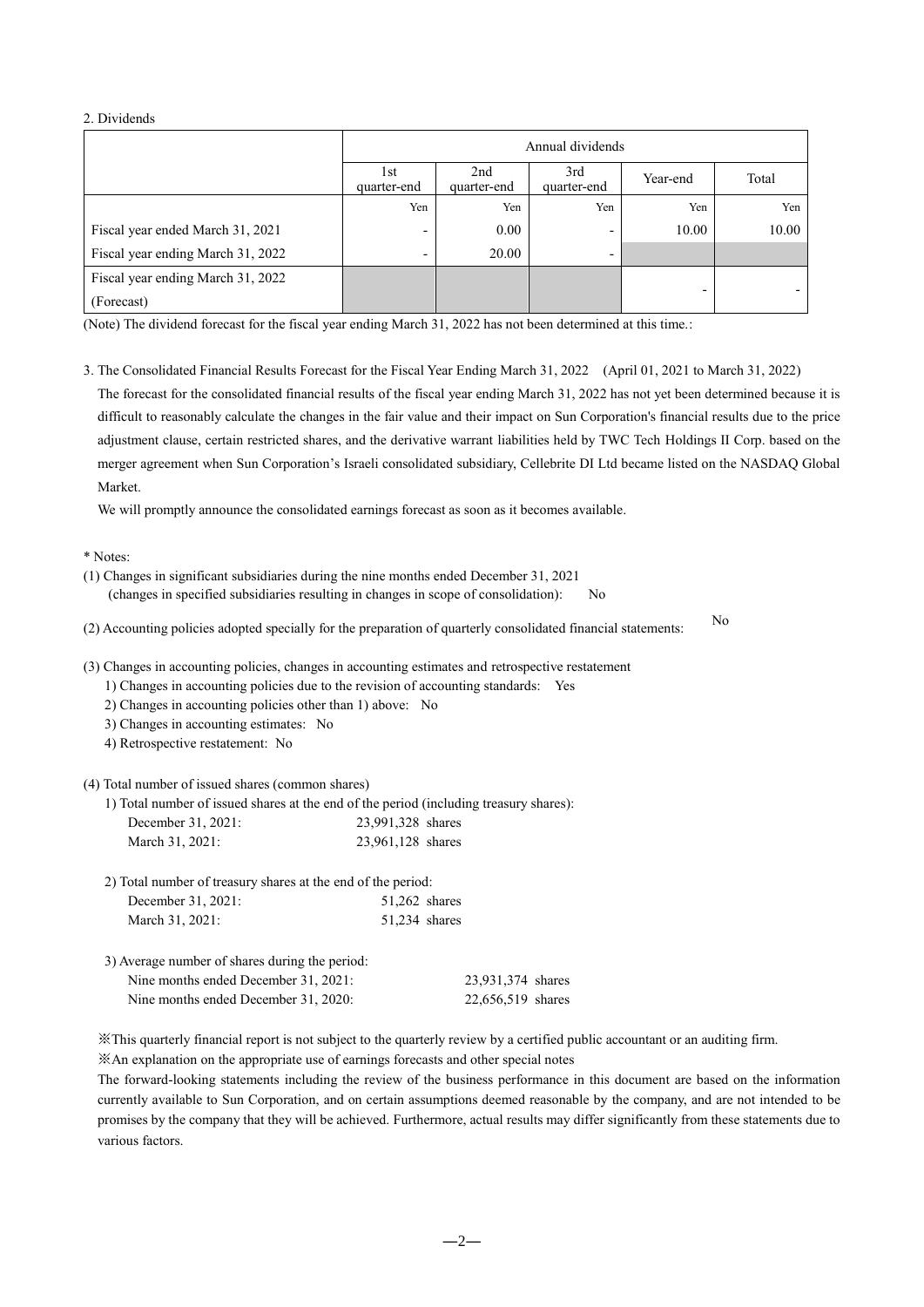2. Dividends

| | Annual dividends | | | | |
|---|---|---|---|---|---|
| | 1st quarter-end | 2nd quarter-end | 3rd quarter-end | Year-end | Total |
| | Yen | Yen | Yen | Yen | Yen |
| Fiscal year ended March 31, 2021 | - | 0.00 | - | 10.00 | 10.00 |
| Fiscal year ending March 31, 2022 | - | 20.00 | - | | |
| Fiscal year ending March 31, 2022 (Forecast) | | | | - | - |

(Note) The dividend forecast for the fiscal year ending March 31, 2022 has not been determined at this time.:

3. The Consolidated Financial Results Forecast for the Fiscal Year Ending March 31, 2022 (April 01, 2021 to March 31, 2022)

The forecast for the consolidated financial results of the fiscal year ending March 31, 2022 has not yet been determined because it is difficult to reasonably calculate the changes in the fair value and their impact on Sun Corporation's financial results due to the price adjustment clause, certain restricted shares, and the derivative warrant liabilities held by TWC Tech Holdings II Corp. based on the merger agreement when Sun Corporation's Israeli consolidated subsidiary, Cellebrite DI Ltd became listed on the NASDAQ Global Market.

We will promptly announce the consolidated earnings forecast as soon as it becomes available.

\* Notes:

(1) Changes in significant subsidiaries during the nine months ended December 31, 2021
(changes in specified subsidiaries resulting in changes in scope of consolidation): No

(2) Accounting policies adopted specially for the preparation of quarterly consolidated financial statements: No

(3) Changes in accounting policies, changes in accounting estimates and retrospective restatement
1) Changes in accounting policies due to the revision of accounting standards: Yes
2) Changes in accounting policies other than 1) above: No
3) Changes in accounting estimates: No
4) Retrospective restatement: No

(4) Total number of issued shares (common shares)
1) Total number of issued shares at the end of the period (including treasury shares):
December 31, 2021: 23,991,328 shares
March 31, 2021: 23,961,128 shares

2) Total number of treasury shares at the end of the period:
December 31, 2021: 51,262 shares
March 31, 2021: 51,234 shares

3) Average number of shares during the period:
Nine months ended December 31, 2021: 23,931,374 shares
Nine months ended December 31, 2020: 22,656,519 shares

※This quarterly financial report is not subject to the quarterly review by a certified public accountant or an auditing firm.

※An explanation on the appropriate use of earnings forecasts and other special notes

The forward-looking statements including the review of the business performance in this document are based on the information currently available to Sun Corporation, and on certain assumptions deemed reasonable by the company, and are not intended to be promises by the company that they will be achieved. Furthermore, actual results may differ significantly from these statements due to various factors.